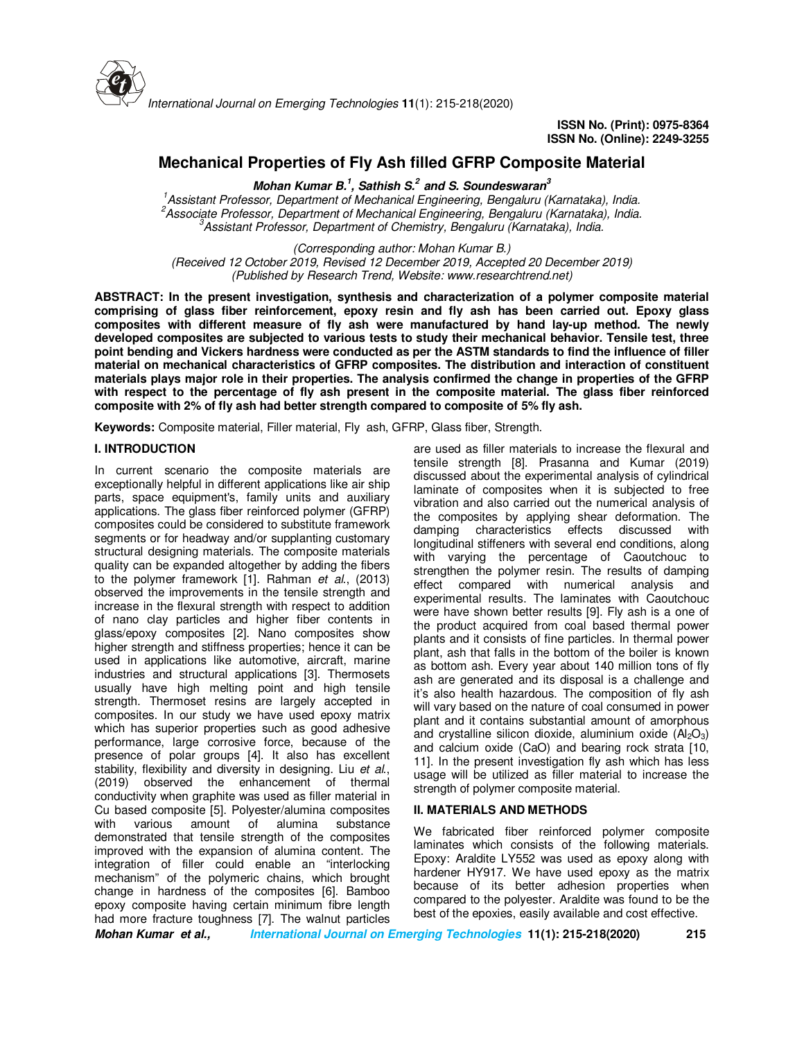ISSN No. (Print): 0975-8364
ISSN No. (Online): 2249-3255

# Mechanical Properties of Fly Ash filled GFRP Composite Material

***Mohan Kumar B.[1], Sathish S.[2] and S. Soundeswaran[3]***

*[1]Assistant Professor, Department of Mechanical Engineering, Bengaluru (Karnataka), India.*
*[2]Associate Professor, Department of Mechanical Engineering, Bengaluru (Karnataka), India.*
*[3]Assistant Professor, Department of Chemistry, Bengaluru (Karnataka), India.*

*(Corresponding author: Mohan Kumar B.)*
*(Received 12 October 2019, Revised 12 December 2019, Accepted 20 December 2019)*
*(Published by Research Trend, Website: www.researchtrend.net)*

**ABSTRACT: In the present investigation, synthesis and characterization of a polymer composite material comprising of glass fiber reinforcement, epoxy resin and fly ash has been carried out. Epoxy glass composites with different measure of fly ash were manufactured by hand lay-up method. The newly developed composites are subjected to various tests to study their mechanical behavior. Tensile test, three point bending and Vickers hardness were conducted as per the ASTM standards to find the influence of filler material on mechanical characteristics of GFRP composites. The distribution and interaction of constituent materials plays major role in their properties. The analysis confirmed the change in properties of the GFRP with respect to the percentage of fly ash present in the composite material. The glass fiber reinforced composite with 2% of fly ash had better strength compared to composite of 5% fly ash.**

**Keywords:** Composite material, Filler material, Fly ash, GFRP, Glass fiber, Strength.

## I. INTRODUCTION

In current scenario the composite materials are exceptionally helpful in different applications like air ship parts, space equipment's, family units and auxiliary applications. The glass fiber reinforced polymer (GFRP) composites could be considered to substitute framework segments or for headway and/or supplanting customary structural designing materials. The composite materials quality can be expanded altogether by adding the fibers to the polymer framework [1]. Rahman *et al*., (2013) observed the improvements in the tensile strength and increase in the flexural strength with respect to addition of nano clay particles and higher fiber contents in glass/epoxy composites [2]. Nano composites show higher strength and stiffness properties; hence it can be used in applications like automotive, aircraft, marine industries and structural applications [3]. Thermosets usually have high melting point and high tensile strength. Thermoset resins are largely accepted in composites. In our study we have used epoxy matrix which has superior properties such as good adhesive performance, large corrosive force, because of the presence of polar groups [4]. It also has excellent stability, flexibility and diversity in designing. Liu *et al*., (2019) observed the enhancement of thermal conductivity when graphite was used as filler material in Cu based composite [5]. Polyester/alumina composites with various amount of alumina substance demonstrated that tensile strength of the composites improved with the expansion of alumina content. The integration of filler could enable an "interlocking mechanism" of the polymeric chains, which brought change in hardness of the composites [6]. Bamboo epoxy composite having certain minimum fibre length had more fracture toughness [7]. The walnut particles are used as filler materials to increase the flexural and tensile strength [8]. Prasanna and Kumar (2019) discussed about the experimental analysis of cylindrical laminate of composites when it is subjected to free vibration and also carried out the numerical analysis of the composites by applying shear deformation. The damping characteristics effects discussed with longitudinal stiffeners with several end conditions, along with varying the percentage of Caoutchouc to strengthen the polymer resin. The results of damping effect compared with numerical analysis and experimental results. The laminates with Caoutchouc were have shown better results [9]. Fly ash is a one of the product acquired from coal based thermal power plants and it consists of fine particles. In thermal power plant, ash that falls in the bottom of the boiler is known as bottom ash. Every year about 140 million tons of fly ash are generated and its disposal is a challenge and it's also health hazardous. The composition of fly ash will vary based on the nature of coal consumed in power plant and it contains substantial amount of amorphous and crystalline silicon dioxide, aluminium oxide ($Al_2O_3$) and calcium oxide (CaO) and bearing rock strata [10, 11]. In the present investigation fly ash which has less usage will be utilized as filler material to increase the strength of polymer composite material.

## II. MATERIALS AND METHODS

We fabricated fiber reinforced polymer composite laminates which consists of the following materials. Epoxy: Araldite LY552 was used as epoxy along with hardener HY917. We have used epoxy as the matrix because of its better adhesion properties when compared to the polyester. Araldite was found to be the best of the epoxies, easily available and cost effective.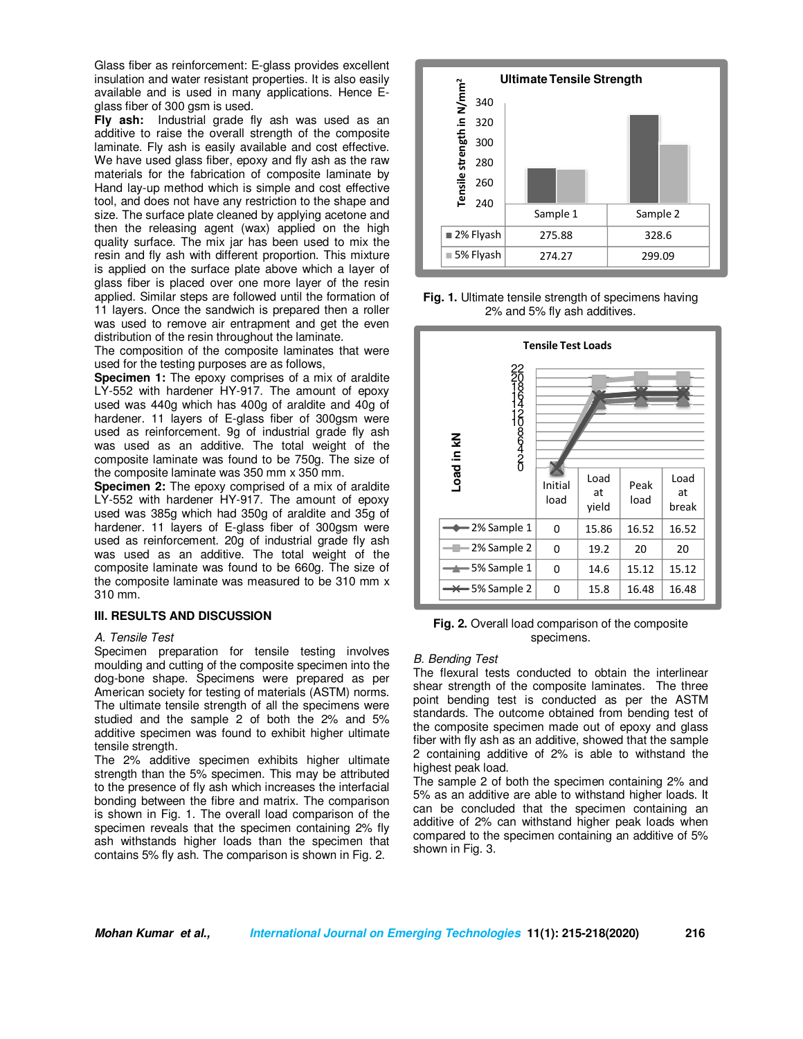Glass fiber as reinforcement: E-glass provides excellent insulation and water resistant properties. It is also easily available and is used in many applications. Hence E-glass fiber of 300 gsm is used.

**Fly ash:** Industrial grade fly ash was used as an additive to raise the overall strength of the composite laminate. Fly ash is easily available and cost effective. We have used glass fiber, epoxy and fly ash as the raw materials for the fabrication of composite laminate by Hand lay-up method which is simple and cost effective tool, and does not have any restriction to the shape and size. The surface plate cleaned by applying acetone and then the releasing agent (wax) applied on the high quality surface. The mix jar has been used to mix the resin and fly ash with different proportion. This mixture is applied on the surface plate above which a layer of glass fiber is placed over one more layer of the resin applied. Similar steps are followed until the formation of 11 layers. Once the sandwich is prepared then a roller was used to remove air entrapment and get the even distribution of resin throughout the laminate.

The composition of the composite laminates that were used for the testing purposes are as follows,

**Specimen 1:** The epoxy comprises of a mix of araldite LY-552 with hardener HY-917. The amount of epoxy used was 440g which has 400g of araldite and 40g of hardener. 11 layers of E-glass fiber of 300gsm were used as reinforcement. 9g of industrial grade fly ash was used as an additive. The total weight of the composite laminate was found to be 750g. The size of the composite laminate was 350 mm x 350 mm.

**Specimen 2:** The epoxy comprised of a mix of araldite LY-552 with hardener HY-917. The amount of epoxy used was 385g which had 350g of araldite and 35g of hardener. 11 layers of E-glass fiber of 300gsm were used as reinforcement. 20g of industrial grade fly ash was used as an additive. The total weight of the composite laminate was found to be 660g. The size of the composite laminate was measured to be 310 mm x 310 mm.

## III. RESULTS AND DISCUSSION

### *A. Tensile Test*

Specimen preparation for tensile testing involves moulding and cutting of the composite specimen into the dog-bone shape. Specimens were prepared as per American society for testing of materials (ASTM) norms. The ultimate tensile strength of all the specimens were studied and the sample 2 of both the 2% and 5% additive specimen was found to exhibit higher ultimate tensile strength.

The 2% additive specimen exhibits higher ultimate strength than the 5% specimen. This may be attributed to the presence of fly ash which increases the interfacial bonding between the fibre and matrix. The comparison is shown in Fig. 1. The overall load comparison of the specimen reveals that the specimen containing 2% fly ash withstands higher loads than the specimen that contains 5% fly ash. The comparison is shown in Fig. 2.

Ultimate Tensile Strength

Tensile strength in N/mm$^2$

340
320
300
280
260
240

Sample 1 Sample 2

2% Flyash 275.88 328.6

5% Flyash 274.27 299.09

**Fig. 1.** Ultimate tensile strength of specimens having 2% and 5% fly ash additives.

Tensile Test Loads

Load in kN

22
20
18
16
14
12
10
8
6
4
2
0

Initial load | Load at yield | Peak load | Load at break

2% Sample 1 0 15.86 16.52 16.52

2% Sample 2 0 19.2 20 20

5% Sample 1 0 14.6 15.12 15.12

5% Sample 2 0 15.8 16.48 16.48

**Fig. 2.** Overall load comparison of the composite specimens.

### *B. Bending Test*

The flexural tests conducted to obtain the interlinear shear strength of the composite laminates. The three point bending test is conducted as per the ASTM standards. The outcome obtained from bending test of the composite specimen made out of epoxy and glass fiber with fly ash as an additive, showed that the sample 2 containing additive of 2% is able to withstand the highest peak load.

The sample 2 of both the specimen containing 2% and 5% as an additive are able to withstand higher loads. It can be concluded that the specimen containing an additive of 2% can withstand higher peak loads when compared to the specimen containing an additive of 5% shown in Fig. 3.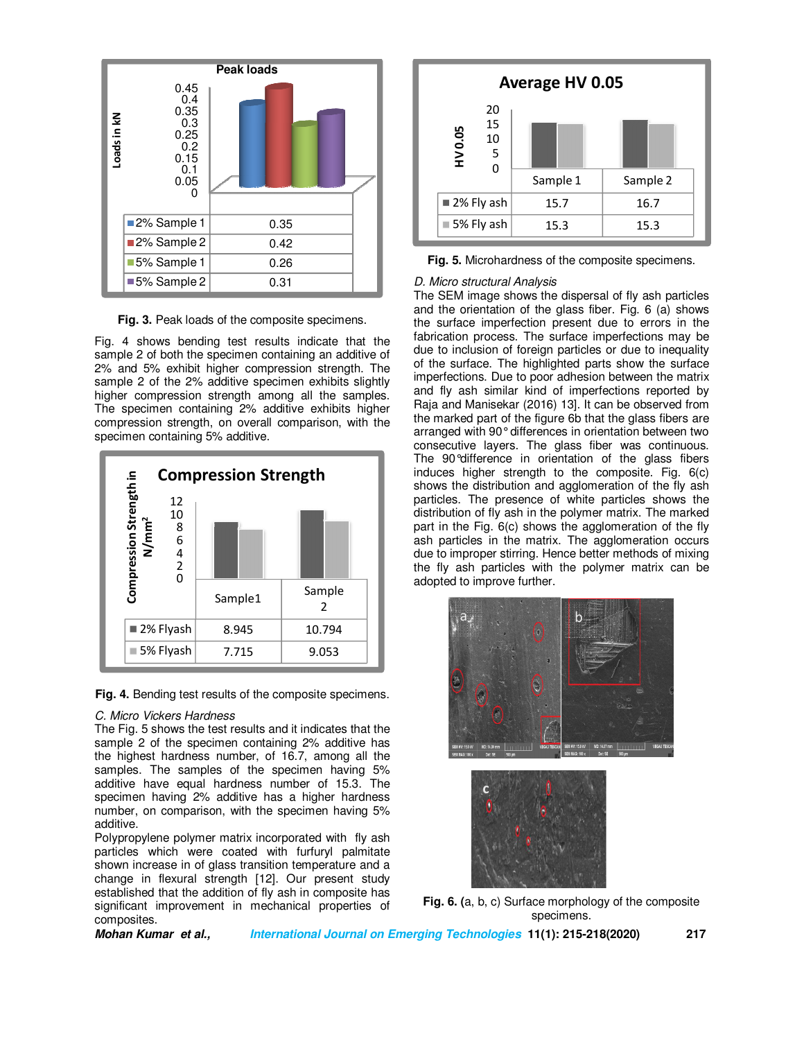Peak loads

Loads in kN

0.45
0.4
0.35
0.3
0.25
0.2
0.15
0.1
0.05
0

2% Sample 1 0.35
2% Sample 2 0.42
5% Sample 1 0.26
5% Sample 2 0.31

**Fig. 3.** Peak loads of the composite specimens.

Fig. 4 shows bending test results indicate that the sample 2 of both the specimen containing an additive of 2% and 5% exhibit higher compression strength. The sample 2 of the 2% additive specimen exhibits slightly higher compression strength among all the samples. The specimen containing 2% additive exhibits higher compression strength, on overall comparison, with the specimen containing 5% additive.

Compression Strength

Compression Strength in N/mm²

12
10
8
6
4
2
0

Sample1 Sample 2

2% Flyash 8.945 10.794
5% Flyash 7.715 9.053

**Fig. 4.** Bending test results of the composite specimens.

*C. Micro Vickers Hardness*

The Fig. 5 shows the test results and it indicates that the sample 2 of the specimen containing 2% additive has the highest hardness number, of 16.7, among all the samples. The samples of the specimen having 5% additive have equal hardness number of 15.3. The specimen having 2% additive has a higher hardness number, on comparison, with the specimen having 5% additive.

Polypropylene polymer matrix incorporated with fly ash particles which were coated with furfuryl palmitate shown increase in of glass transition temperature and a change in flexural strength [12]. Our present study established that the addition of fly ash in composite has significant improvement in mechanical properties of composites.

Average HV 0.05

HV 0.05

20
15
10
5
0

Sample 1 Sample 2

2% Fly ash 15.7 16.7
5% Fly ash 15.3 15.3

**Fig. 5.** Microhardness of the composite specimens.

*D. Micro structural Analysis*

The SEM image shows the dispersal of fly ash particles and the orientation of the glass fiber. Fig. 6 (a) shows the surface imperfection present due to errors in the fabrication process. The surface imperfections may be due to inclusion of foreign particles or due to inequality of the surface. The highlighted parts show the surface imperfections. Due to poor adhesion between the matrix and fly ash similar kind of imperfections reported by Raja and Manisekar (2016) 13]. It can be observed from the marked part of the figure 6b that the glass fibers are arranged with 90° differences in orientation between two consecutive layers. The glass fiber was continuous. The 90°difference in orientation of the glass fibers induces higher strength to the composite. Fig. 6(c) shows the distribution and agglomeration of the fly ash particles. The presence of white particles shows the distribution of fly ash in the polymer matrix. The marked part in the Fig. 6(c) shows the agglomeration of the fly ash particles in the matrix. The agglomeration occurs due to improper stirring. Hence better methods of mixing the fly ash particles with the polymer matrix can be adopted to improve further.

**Fig. 6.** (a, b, c) Surface morphology of the composite specimens.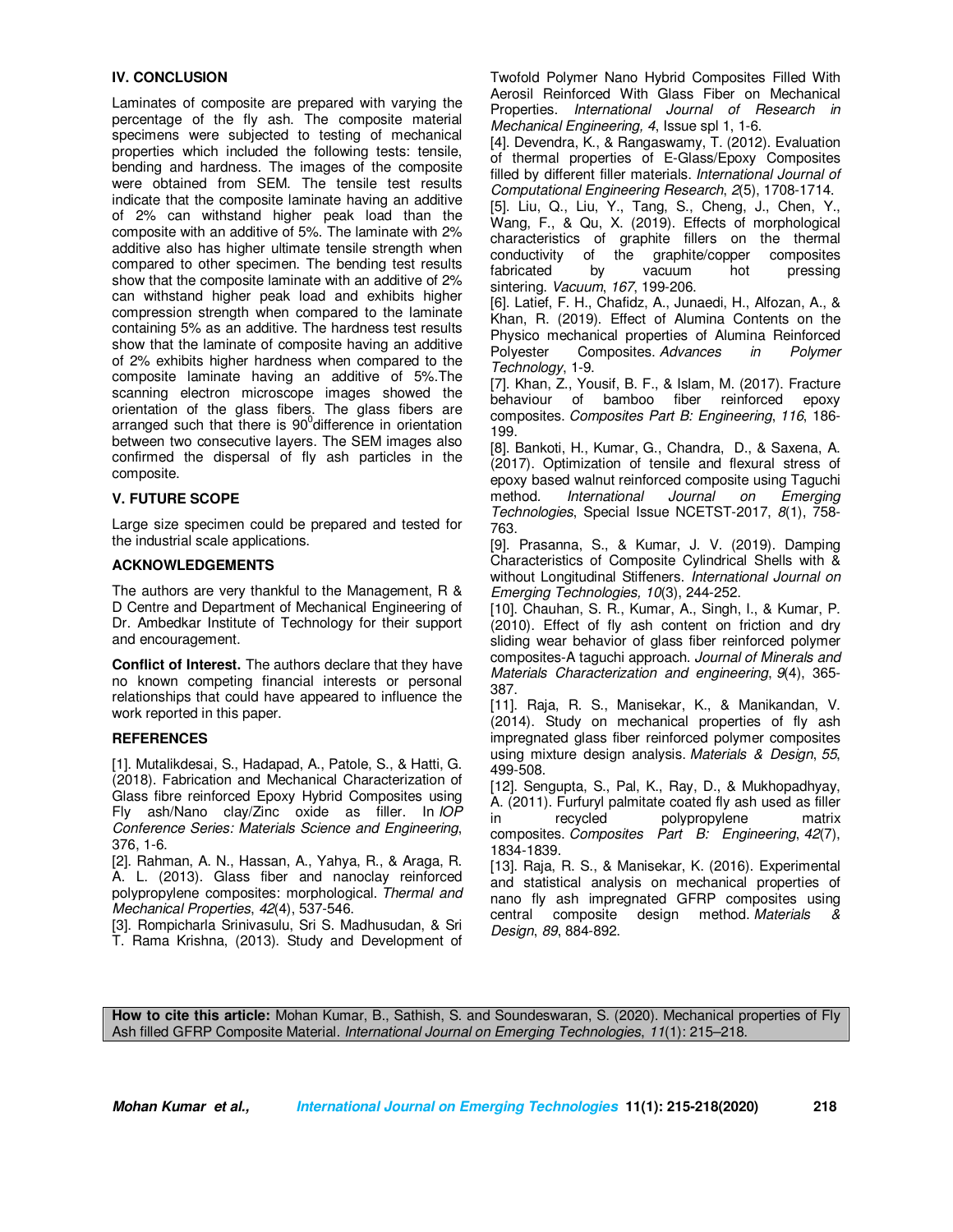## IV. CONCLUSION

Laminates of composite are prepared with varying the percentage of the fly ash. The composite material specimens were subjected to testing of mechanical properties which included the following tests: tensile, bending and hardness. The images of the composite were obtained from SEM. The tensile test results indicate that the composite laminate having an additive of 2% can withstand higher peak load than the composite with an additive of 5%. The laminate with 2% additive also has higher ultimate tensile strength when compared to other specimen. The bending test results show that the composite laminate with an additive of 2% can withstand higher peak load and exhibits higher compression strength when compared to the laminate containing 5% as an additive. The hardness test results show that the laminate of composite having an additive of 2% exhibits higher hardness when compared to the composite laminate having an additive of 5%.The scanning electron microscope images showed the orientation of the glass fibers. The glass fibers are arranged such that there is $90^0$difference in orientation between two consecutive layers. The SEM images also confirmed the dispersal of fly ash particles in the composite.

## V. FUTURE SCOPE

Large size specimen could be prepared and tested for the industrial scale applications.

## ACKNOWLEDGEMENTS

The authors are very thankful to the Management, R & D Centre and Department of Mechanical Engineering of Dr. Ambedkar Institute of Technology for their support and encouragement.

**Conflict of Interest.** The authors declare that they have no known competing financial interests or personal relationships that could have appeared to influence the work reported in this paper.

## REFERENCES

[1]. Mutalikdesai, S., Hadapad, A., Patole, S., & Hatti, G. (2018). Fabrication and Mechanical Characterization of Glass fibre reinforced Epoxy Hybrid Composites using Fly ash/Nano clay/Zinc oxide as filler. In *IOP Conference Series: Materials Science and Engineering*, 376, 1-6.

[2]. Rahman, A. N., Hassan, A., Yahya, R., & Araga, R. A. L. (2013). Glass fiber and nanoclay reinforced polypropylene composites: morphological. *Thermal and Mechanical Properties*, *42*(4), 537-546.

[3]. Rompicharla Srinivasulu, Sri S. Madhusudan, & Sri T. Rama Krishna, (2013). Study and Development of Twofold Polymer Nano Hybrid Composites Filled With Aerosil Reinforced With Glass Fiber on Mechanical Properties. *International Journal of Research in Mechanical Engineering, 4*, Issue spl 1, 1-6.

[4]. Devendra, K., & Rangaswamy, T. (2012). Evaluation of thermal properties of E-Glass/Epoxy Composites filled by different filler materials. *International Journal of Computational Engineering Research*, *2*(5), 1708-1714.

[5]. Liu, Q., Liu, Y., Tang, S., Cheng, J., Chen, Y., Wang, F., & Qu, X. (2019). Effects of morphological characteristics of graphite fillers on the thermal conductivity of the graphite/copper composites fabricated by vacuum hot pressing sintering. *Vacuum*, *167*, 199-206.

[6]. Latief, F. H., Chafidz, A., Junaedi, H., Alfozan, A., & Khan, R. (2019). Effect of Alumina Contents on the Physico mechanical properties of Alumina Reinforced Polyester Composites. *Advances in Polymer Technology*, 1-9.

[7]. Khan, Z., Yousif, B. F., & Islam, M. (2017). Fracture behaviour of bamboo fiber reinforced epoxy composites. *Composites Part B: Engineering*, *116*, 186-199.

[8]. Bankoti, H., Kumar, G., Chandra, D., & Saxena, A. (2017). Optimization of tensile and flexural stress of epoxy based walnut reinforced composite using Taguchi method. *International Journal on Emerging Technologies*, Special Issue NCETST-2017, *8*(1), 758-763.

[9]. Prasanna, S., & Kumar, J. V. (2019). Damping Characteristics of Composite Cylindrical Shells with & without Longitudinal Stiffeners. *International Journal on Emerging Technologies, 10*(3), 244-252.

[10]. Chauhan, S. R., Kumar, A., Singh, I., & Kumar, P. (2010). Effect of fly ash content on friction and dry sliding wear behavior of glass fiber reinforced polymer composites-A taguchi approach. *Journal of Minerals and Materials Characterization and engineering*, *9*(4), 365-387.

[11]. Raja, R. S., Manisekar, K., & Manikandan, V. (2014). Study on mechanical properties of fly ash impregnated glass fiber reinforced polymer composites using mixture design analysis. *Materials & Design*, *55*, 499-508.

[12]. Sengupta, S., Pal, K., Ray, D., & Mukhopadhyay, A. (2011). Furfuryl palmitate coated fly ash used as filler in recycled polypropylene matrix composites. *Composites Part B: Engineering*, *42*(7), 1834-1839.

[13]. Raja, R. S., & Manisekar, K. (2016). Experimental and statistical analysis on mechanical properties of nano fly ash impregnated GFRP composites using central composite design method. *Materials & Design*, *89*, 884-892.

**How to cite this article:** Mohan Kumar, B., Sathish, S. and Soundeswaran, S. (2020). Mechanical properties of Fly Ash filled GFRP Composite Material. *International Journal on Emerging Technologies*, *11*(1): 215–218.